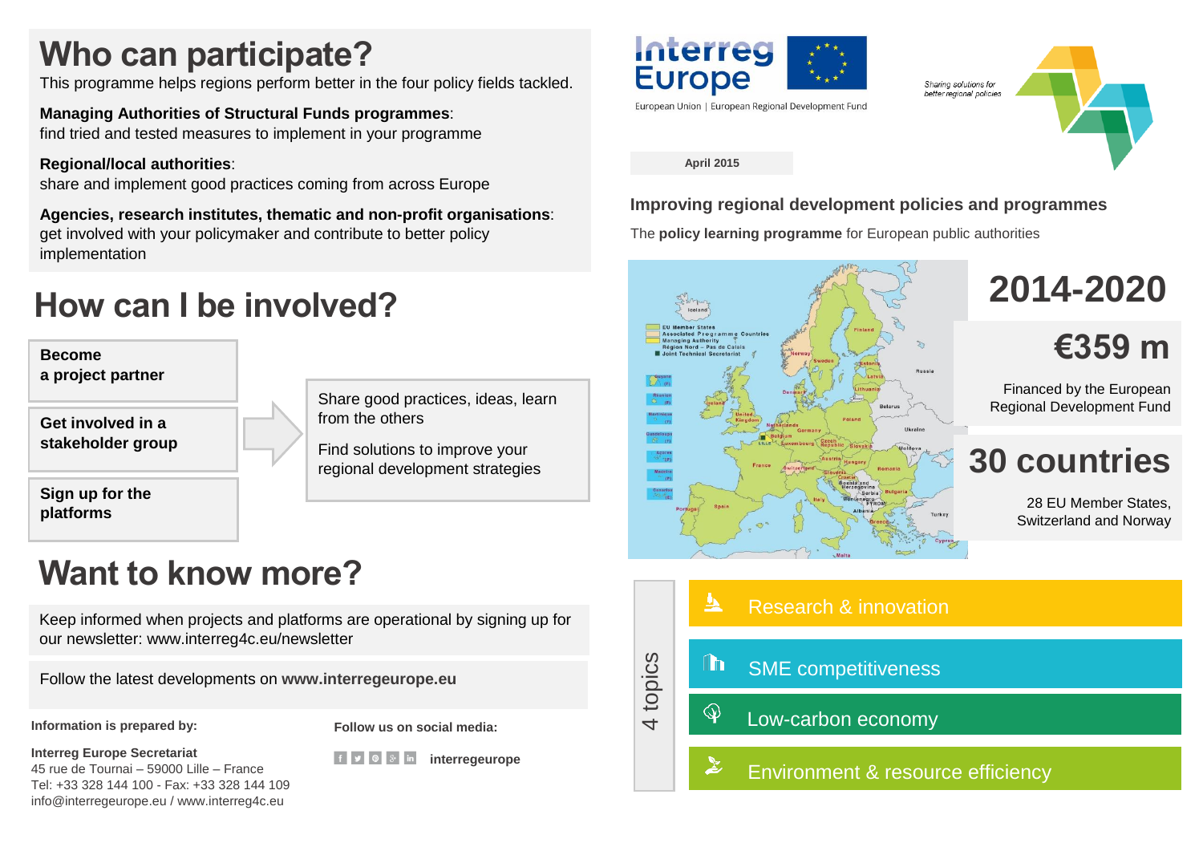# Who can participate?

This programme helps regions perform better in the four policy fields tackled.

**Managing Authorities of Structural Funds programmes**:
find tried and tested measures to implement in your programme

**Regional/local authorities**:
share and implement good practices coming from across Europe

**Agencies, research institutes, thematic and non-profit organisations**:
get involved with your policymaker and contribute to better policy implementation

# How can I be involved?

- **Become a project partner**
- **Get involved in a stakeholder group**
- **Sign up for the platforms**

Share good practices, ideas, learn from the others

Find solutions to improve your regional development strategies

# Want to know more?

Keep informed when projects and platforms are operational by signing up for our newsletter: www.interreg4c.eu/newsletter

Follow the latest developments on **www.interregeurope.eu**

**Information is prepared by:**

**Interreg Europe Secretariat**
45 rue de Tournai – 59000 Lille – France
Tel: +33 328 144 100 - Fax: +33 328 144 109
info@interregeurope.eu / www.interreg4c.eu

**Follow us on social media:**

**interregeurope**

Interreg Europe

European Union | European Regional Development Fund

Sharing solutions for better regional policies

**April 2015**

## Improving regional development policies and programmes

The **policy learning programme** for European public authorities

# 2014-2020

# €359 m

Financed by the European Regional Development Fund

# 30 countries

28 EU Member States, Switzerland and Norway

## 4 topics

- Research & innovation
- SME competitiveness
- Low-carbon economy
- Environment & resource efficiency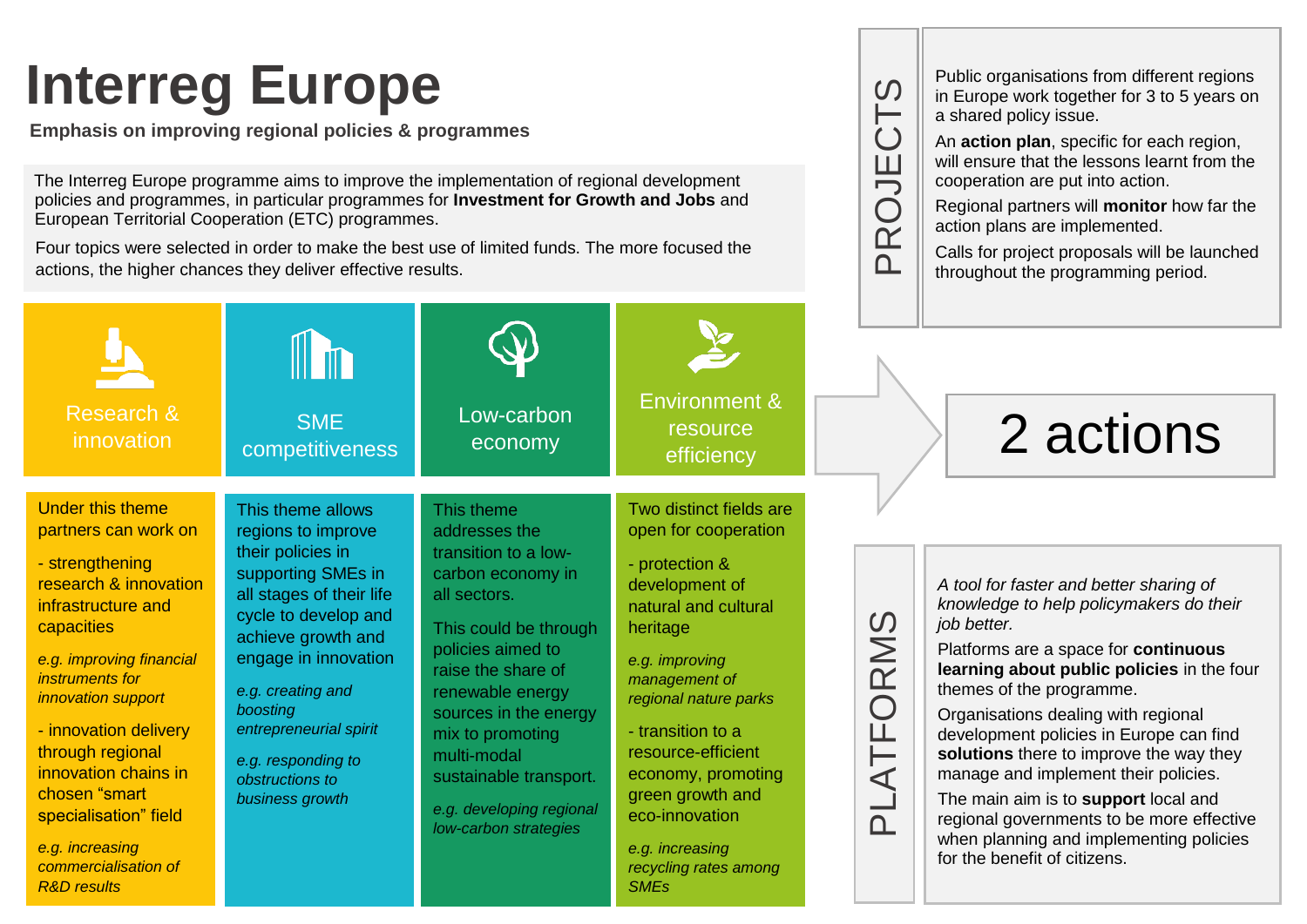# Interreg Europe

**Emphasis on improving regional policies & programmes**

The Interreg Europe programme aims to improve the implementation of regional development policies and programmes, in particular programmes for **Investment for Growth and Jobs** and European Territorial Cooperation (ETC) programmes.

Four topics were selected in order to make the best use of limited funds. The more focused the actions, the higher chances they deliver effective results.

## Research & innovation

Under this theme partners can work on

- strengthening research & innovation infrastructure and capacities

*e.g. improving financial instruments for innovation support*

- innovation delivery through regional innovation chains in chosen "smart specialisation" field

*e.g. increasing commercialisation of R&D results*

## SME competitiveness

This theme allows regions to improve their policies in supporting SMEs in all stages of their life cycle to develop and achieve growth and engage in innovation

*e.g. creating and boosting entrepreneurial spirit*

*e.g. responding to obstructions to business growth*

## Low-carbon economy

This theme addresses the transition to a low-carbon economy in all sectors.

This could be through policies aimed to raise the share of renewable energy sources in the energy mix to promoting multi-modal sustainable transport.

*e.g. developing regional low-carbon strategies*

## Environment & resource efficiency

Two distinct fields are open for cooperation

- protection & development of natural and cultural heritage

*e.g. improving management of regional nature parks*

- transition to a resource-efficient economy, promoting green growth and eco-innovation

*e.g. increasing recycling rates among SMEs*

## 2 actions

### PROJECTS

Public organisations from different regions in Europe work together for 3 to 5 years on a shared policy issue.

An **action plan**, specific for each region, will ensure that the lessons learnt from the cooperation are put into action.

Regional partners will **monitor** how far the action plans are implemented.

Calls for project proposals will be launched throughout the programming period.

### PLATFORMS

*A tool for faster and better sharing of knowledge to help policymakers do their job better.*

Platforms are a space for **continuous learning about public policies** in the four themes of the programme.

Organisations dealing with regional development policies in Europe can find **solutions** there to improve the way they manage and implement their policies.

The main aim is to **support** local and regional governments to be more effective when planning and implementing policies for the benefit of citizens.